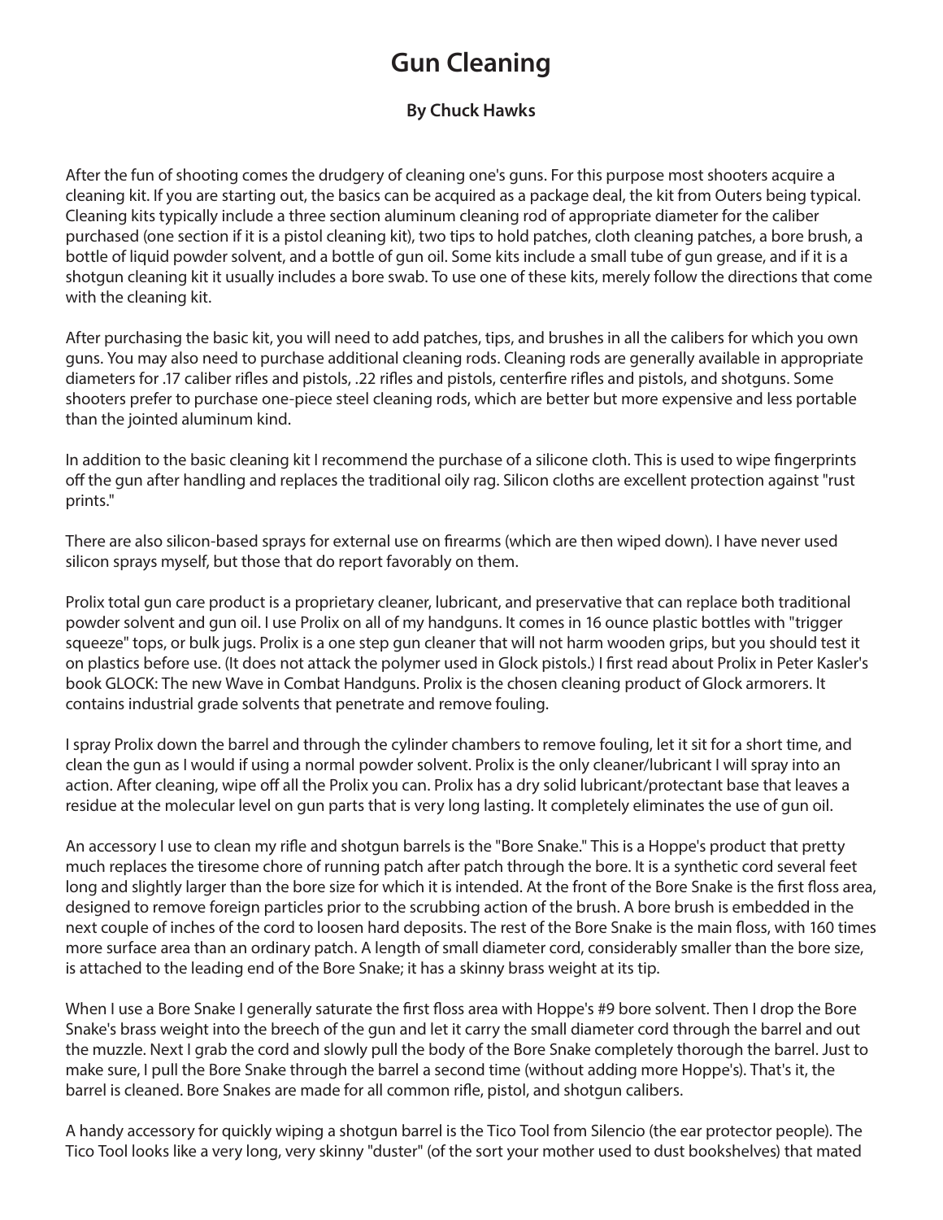# Gun Cleaning

**By Chuck Hawks**

After the fun of shooting comes the drudgery of cleaning one's guns. For this purpose most shooters acquire a cleaning kit. If you are starting out, the basics can be acquired as a package deal, the kit from Outers being typical. Cleaning kits typically include a three section aluminum cleaning rod of appropriate diameter for the caliber purchased (one section if it is a pistol cleaning kit), two tips to hold patches, cloth cleaning patches, a bore brush, a bottle of liquid powder solvent, and a bottle of gun oil. Some kits include a small tube of gun grease, and if it is a shotgun cleaning kit it usually includes a bore swab. To use one of these kits, merely follow the directions that come with the cleaning kit.

After purchasing the basic kit, you will need to add patches, tips, and brushes in all the calibers for which you own guns. You may also need to purchase additional cleaning rods. Cleaning rods are generally available in appropriate diameters for .17 caliber rifles and pistols, .22 rifles and pistols, centerfire rifles and pistols, and shotguns. Some shooters prefer to purchase one-piece steel cleaning rods, which are better but more expensive and less portable than the jointed aluminum kind.

In addition to the basic cleaning kit I recommend the purchase of a silicone cloth. This is used to wipe fingerprints off the gun after handling and replaces the traditional oily rag. Silicon cloths are excellent protection against "rust prints."

There are also silicon-based sprays for external use on firearms (which are then wiped down). I have never used silicon sprays myself, but those that do report favorably on them.

Prolix total gun care product is a proprietary cleaner, lubricant, and preservative that can replace both traditional powder solvent and gun oil. I use Prolix on all of my handguns. It comes in 16 ounce plastic bottles with "trigger squeeze" tops, or bulk jugs. Prolix is a one step gun cleaner that will not harm wooden grips, but you should test it on plastics before use. (It does not attack the polymer used in Glock pistols.) I first read about Prolix in Peter Kasler's book GLOCK: The new Wave in Combat Handguns. Prolix is the chosen cleaning product of Glock armorers. It contains industrial grade solvents that penetrate and remove fouling.

I spray Prolix down the barrel and through the cylinder chambers to remove fouling, let it sit for a short time, and clean the gun as I would if using a normal powder solvent. Prolix is the only cleaner/lubricant I will spray into an action. After cleaning, wipe off all the Prolix you can. Prolix has a dry solid lubricant/protectant base that leaves a residue at the molecular level on gun parts that is very long lasting. It completely eliminates the use of gun oil.

An accessory I use to clean my rifle and shotgun barrels is the "Bore Snake." This is a Hoppe's product that pretty much replaces the tiresome chore of running patch after patch through the bore. It is a synthetic cord several feet long and slightly larger than the bore size for which it is intended. At the front of the Bore Snake is the first floss area, designed to remove foreign particles prior to the scrubbing action of the brush. A bore brush is embedded in the next couple of inches of the cord to loosen hard deposits. The rest of the Bore Snake is the main floss, with 160 times more surface area than an ordinary patch. A length of small diameter cord, considerably smaller than the bore size, is attached to the leading end of the Bore Snake; it has a skinny brass weight at its tip.

When I use a Bore Snake I generally saturate the first floss area with Hoppe's #9 bore solvent. Then I drop the Bore Snake's brass weight into the breech of the gun and let it carry the small diameter cord through the barrel and out the muzzle. Next I grab the cord and slowly pull the body of the Bore Snake completely thorough the barrel. Just to make sure, I pull the Bore Snake through the barrel a second time (without adding more Hoppe's). That's it, the barrel is cleaned. Bore Snakes are made for all common rifle, pistol, and shotgun calibers.

A handy accessory for quickly wiping a shotgun barrel is the Tico Tool from Silencio (the ear protector people). The Tico Tool looks like a very long, very skinny "duster" (of the sort your mother used to dust bookshelves) that mated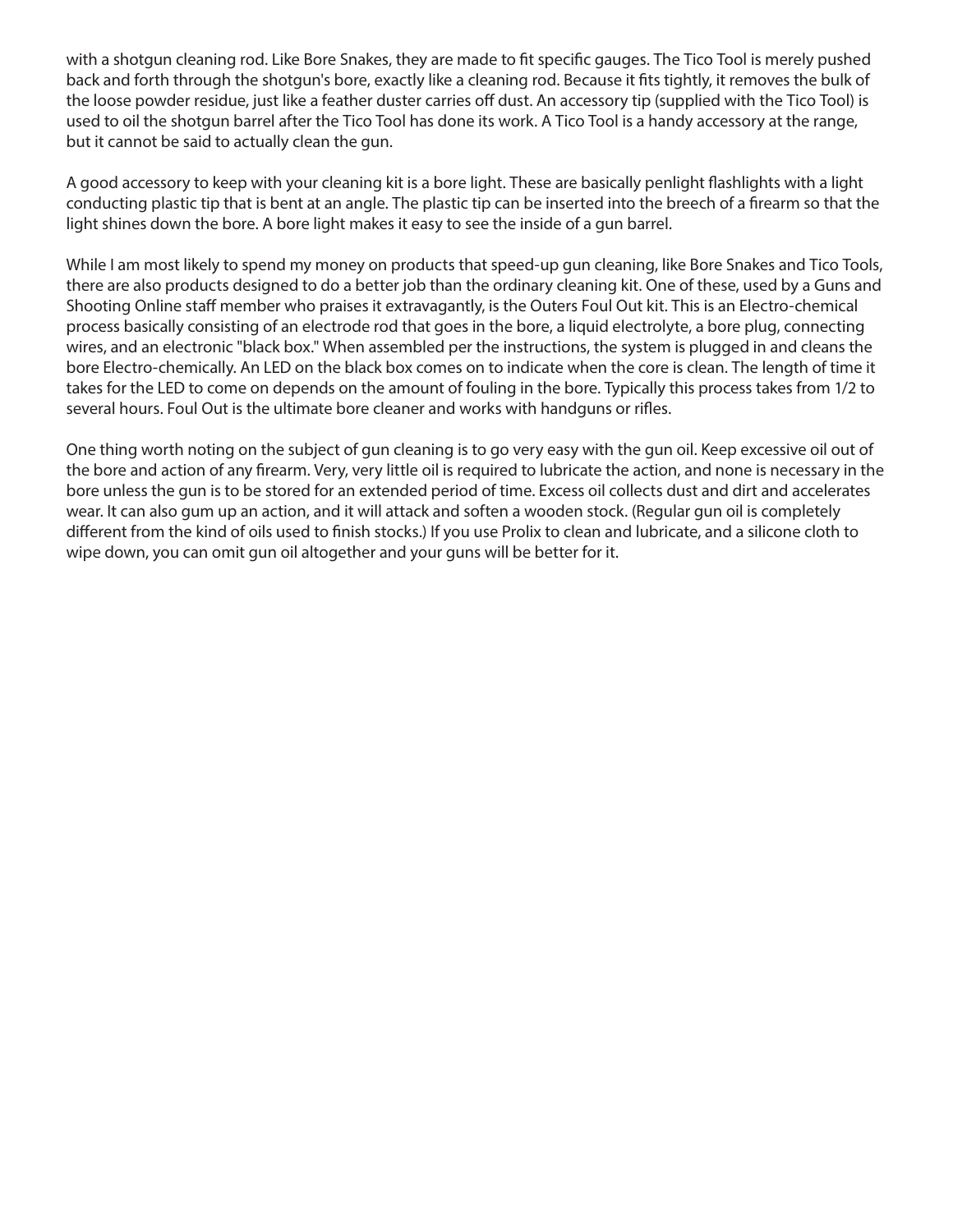with a shotgun cleaning rod. Like Bore Snakes, they are made to fit specific gauges. The Tico Tool is merely pushed back and forth through the shotgun's bore, exactly like a cleaning rod. Because it fits tightly, it removes the bulk of the loose powder residue, just like a feather duster carries off dust. An accessory tip (supplied with the Tico Tool) is used to oil the shotgun barrel after the Tico Tool has done its work. A Tico Tool is a handy accessory at the range, but it cannot be said to actually clean the gun.

A good accessory to keep with your cleaning kit is a bore light. These are basically penlight flashlights with a light conducting plastic tip that is bent at an angle. The plastic tip can be inserted into the breech of a firearm so that the light shines down the bore. A bore light makes it easy to see the inside of a gun barrel.

While I am most likely to spend my money on products that speed-up gun cleaning, like Bore Snakes and Tico Tools, there are also products designed to do a better job than the ordinary cleaning kit. One of these, used by a Guns and Shooting Online staff member who praises it extravagantly, is the Outers Foul Out kit. This is an Electro-chemical process basically consisting of an electrode rod that goes in the bore, a liquid electrolyte, a bore plug, connecting wires, and an electronic "black box." When assembled per the instructions, the system is plugged in and cleans the bore Electro-chemically. An LED on the black box comes on to indicate when the core is clean. The length of time it takes for the LED to come on depends on the amount of fouling in the bore. Typically this process takes from 1/2 to several hours. Foul Out is the ultimate bore cleaner and works with handguns or rifles.

One thing worth noting on the subject of gun cleaning is to go very easy with the gun oil. Keep excessive oil out of the bore and action of any firearm. Very, very little oil is required to lubricate the action, and none is necessary in the bore unless the gun is to be stored for an extended period of time. Excess oil collects dust and dirt and accelerates wear. It can also gum up an action, and it will attack and soften a wooden stock. (Regular gun oil is completely different from the kind of oils used to finish stocks.) If you use Prolix to clean and lubricate, and a silicone cloth to wipe down, you can omit gun oil altogether and your guns will be better for it.